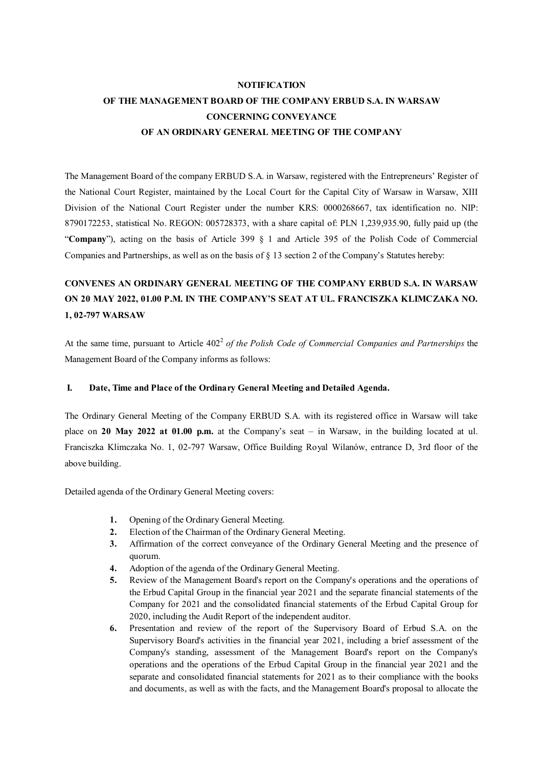**NOTIFICATION**

**OF THE MANAGEMENT BOARD OF THE COMPANY ERBUD S.A. IN WARSAW**

**CONCERNING CONVEYANCE**

**OF AN ORDINARY GENERAL MEETING OF THE COMPANY**

The Management Board of the company ERBUD S.A. in Warsaw, registered with the Entrepreneurs' Register of the National Court Register, maintained by the Local Court for the Capital City of Warsaw in Warsaw, XIII Division of the National Court Register under the number KRS: 0000268667, tax identification no. NIP: 8790172253, statistical No. REGON: 005728373, with a share capital of: PLN 1,239,935.90, fully paid up (the "**Company**"), acting on the basis of Article 399 § 1 and Article 395 of the Polish Code of Commercial Companies and Partnerships, as well as on the basis of § 13 section 2 of the Company's Statutes hereby:

**CONVENES AN ORDINARY GENERAL MEETING OF THE COMPANY ERBUD S.A. IN WARSAW ON 20 MAY 2022, 01.00 P.M. IN THE COMPANY'S SEAT AT UL. FRANCISZKA KLIMCZAKA NO. 1, 02-797 WARSAW**

At the same time, pursuant to Article $402^2$ *of the Polish Code of Commercial Companies and Partnerships* the Management Board of the Company informs as follows:

**I. Date, Time and Place of the Ordinary General Meeting and Detailed Agenda.**

The Ordinary General Meeting of the Company ERBUD S.A. with its registered office in Warsaw will take place on **20 May 2022 at 01.00 p.m.** at the Company's seat – in Warsaw, in the building located at ul. Franciszka Klimczaka No. 1, 02-797 Warsaw, Office Building Royal Wilanów, entrance D, 3rd floor of the above building.

Detailed agenda of the Ordinary General Meeting covers:

1. Opening of the Ordinary General Meeting.
2. Election of the Chairman of the Ordinary General Meeting.
3. Affirmation of the correct conveyance of the Ordinary General Meeting and the presence of quorum.
4. Adoption of the agenda of the Ordinary General Meeting.
5. Review of the Management Board's report on the Company's operations and the operations of the Erbud Capital Group in the financial year 2021 and the separate financial statements of the Company for 2021 and the consolidated financial statements of the Erbud Capital Group for 2020, including the Audit Report of the independent auditor.
6. Presentation and review of the report of the Supervisory Board of Erbud S.A. on the Supervisory Board's activities in the financial year 2021, including a brief assessment of the Company's standing, assessment of the Management Board's report on the Company's operations and the operations of the Erbud Capital Group in the financial year 2021 and the separate and consolidated financial statements for 2021 as to their compliance with the books and documents, as well as with the facts, and the Management Board's proposal to allocate the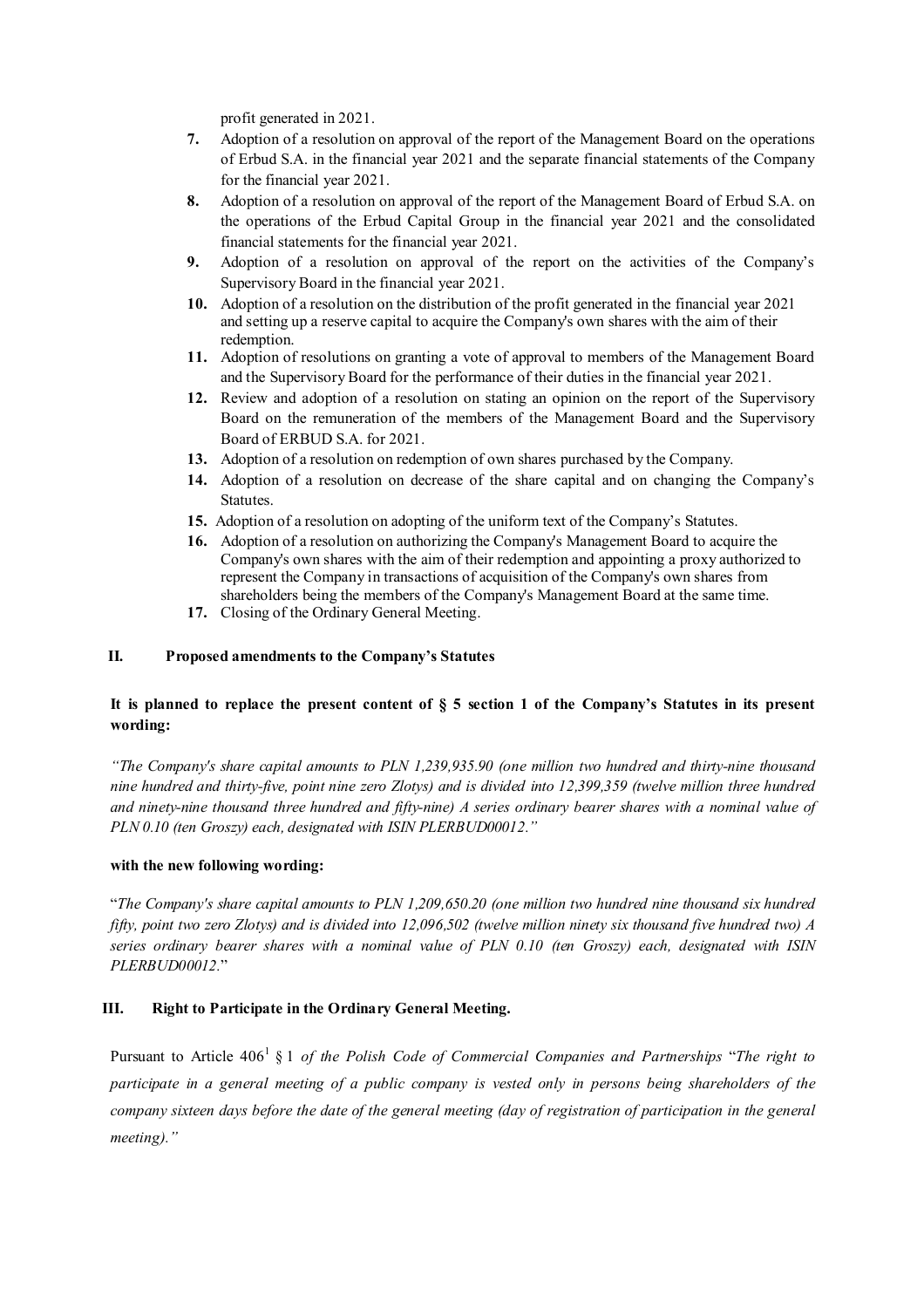profit generated in 2021.

7. Adoption of a resolution on approval of the report of the Management Board on the operations of Erbud S.A. in the financial year 2021 and the separate financial statements of the Company for the financial year 2021.
8. Adoption of a resolution on approval of the report of the Management Board of Erbud S.A. on the operations of the Erbud Capital Group in the financial year 2021 and the consolidated financial statements for the financial year 2021.
9. Adoption of a resolution on approval of the report on the activities of the Company's Supervisory Board in the financial year 2021.
10. Adoption of a resolution on the distribution of the profit generated in the financial year 2021 and setting up a reserve capital to acquire the Company's own shares with the aim of their redemption.
11. Adoption of resolutions on granting a vote of approval to members of the Management Board and the Supervisory Board for the performance of their duties in the financial year 2021.
12. Review and adoption of a resolution on stating an opinion on the report of the Supervisory Board on the remuneration of the members of the Management Board and the Supervisory Board of ERBUD S.A. for 2021.
13. Adoption of a resolution on redemption of own shares purchased by the Company.
14. Adoption of a resolution on decrease of the share capital and on changing the Company's Statutes.
15. Adoption of a resolution on adopting of the uniform text of the Company's Statutes.
16. Adoption of a resolution on authorizing the Company's Management Board to acquire the Company's own shares with the aim of their redemption and appointing a proxy authorized to represent the Company in transactions of acquisition of the Company's own shares from shareholders being the members of the Company's Management Board at the same time.
17. Closing of the Ordinary General Meeting.

## II. Proposed amendments to the Company's Statutes

**It is planned to replace the present content of § 5 section 1 of the Company's Statutes in its present wording:**

*"The Company's share capital amounts to PLN 1,239,935.90 (one million two hundred and thirty-nine thousand nine hundred and thirty-five, point nine zero Zlotys) and is divided into 12,399,359 (twelve million three hundred and ninety-nine thousand three hundred and fifty-nine) A series ordinary bearer shares with a nominal value of PLN 0.10 (ten Groszy) each, designated with ISIN PLERBUD00012."*

**with the new following wording:**

"*The Company's share capital amounts to PLN 1,209,650.20 (one million two hundred nine thousand six hundred fifty, point two zero Zlotys) and is divided into 12,096,502 (twelve million ninety six thousand five hundred two) A series ordinary bearer shares with a nominal value of PLN 0.10 (ten Groszy) each, designated with ISIN PLERBUD00012.*"

## III. Right to Participate in the Ordinary General Meeting.

Pursuant to Article 406[1] § 1 *of the Polish Code of Commercial Companies and Partnerships* "*The right to participate in a general meeting of a public company is vested only in persons being shareholders of the company sixteen days before the date of the general meeting (day of registration of participation in the general meeting)."*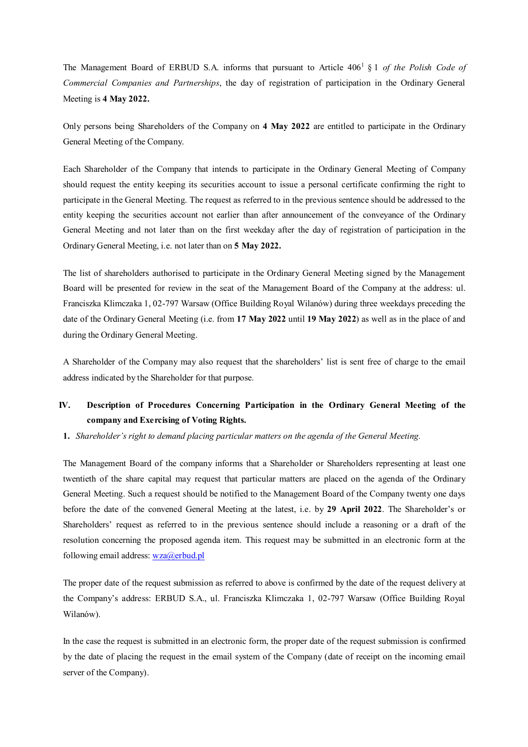The Management Board of ERBUD S.A. informs that pursuant to Article 406[1] § 1 *of the Polish Code of Commercial Companies and Partnerships*, the day of registration of participation in the Ordinary General Meeting is **4 May 2022.**

Only persons being Shareholders of the Company on **4 May 2022** are entitled to participate in the Ordinary General Meeting of the Company.

Each Shareholder of the Company that intends to participate in the Ordinary General Meeting of Company should request the entity keeping its securities account to issue a personal certificate confirming the right to participate in the General Meeting. The request as referred to in the previous sentence should be addressed to the entity keeping the securities account not earlier than after announcement of the conveyance of the Ordinary General Meeting and not later than on the first weekday after the day of registration of participation in the Ordinary General Meeting, i.e. not later than on **5 May 2022.**

The list of shareholders authorised to participate in the Ordinary General Meeting signed by the Management Board will be presented for review in the seat of the Management Board of the Company at the address: ul. Franciszka Klimczaka 1, 02-797 Warsaw (Office Building Royal Wilanów) during three weekdays preceding the date of the Ordinary General Meeting (i.e. from **17 May 2022** until **19 May 2022**) as well as in the place of and during the Ordinary General Meeting.

A Shareholder of the Company may also request that the shareholders' list is sent free of charge to the email address indicated by the Shareholder for that purpose.

## IV. Description of Procedures Concerning Participation in the Ordinary General Meeting of the company and Exercising of Voting Rights.

**1.** *Shareholder's right to demand placing particular matters on the agenda of the General Meeting.*

The Management Board of the company informs that a Shareholder or Shareholders representing at least one twentieth of the share capital may request that particular matters are placed on the agenda of the Ordinary General Meeting. Such a request should be notified to the Management Board of the Company twenty one days before the date of the convened General Meeting at the latest, i.e. by **29 April 2022**. The Shareholder's or Shareholders' request as referred to in the previous sentence should include a reasoning or a draft of the resolution concerning the proposed agenda item. This request may be submitted in an electronic form at the following email address: wza@erbud.pl

The proper date of the request submission as referred to above is confirmed by the date of the request delivery at the Company's address: ERBUD S.A., ul. Franciszka Klimczaka 1, 02-797 Warsaw (Office Building Royal Wilanów).

In the case the request is submitted in an electronic form, the proper date of the request submission is confirmed by the date of placing the request in the email system of the Company (date of receipt on the incoming email server of the Company).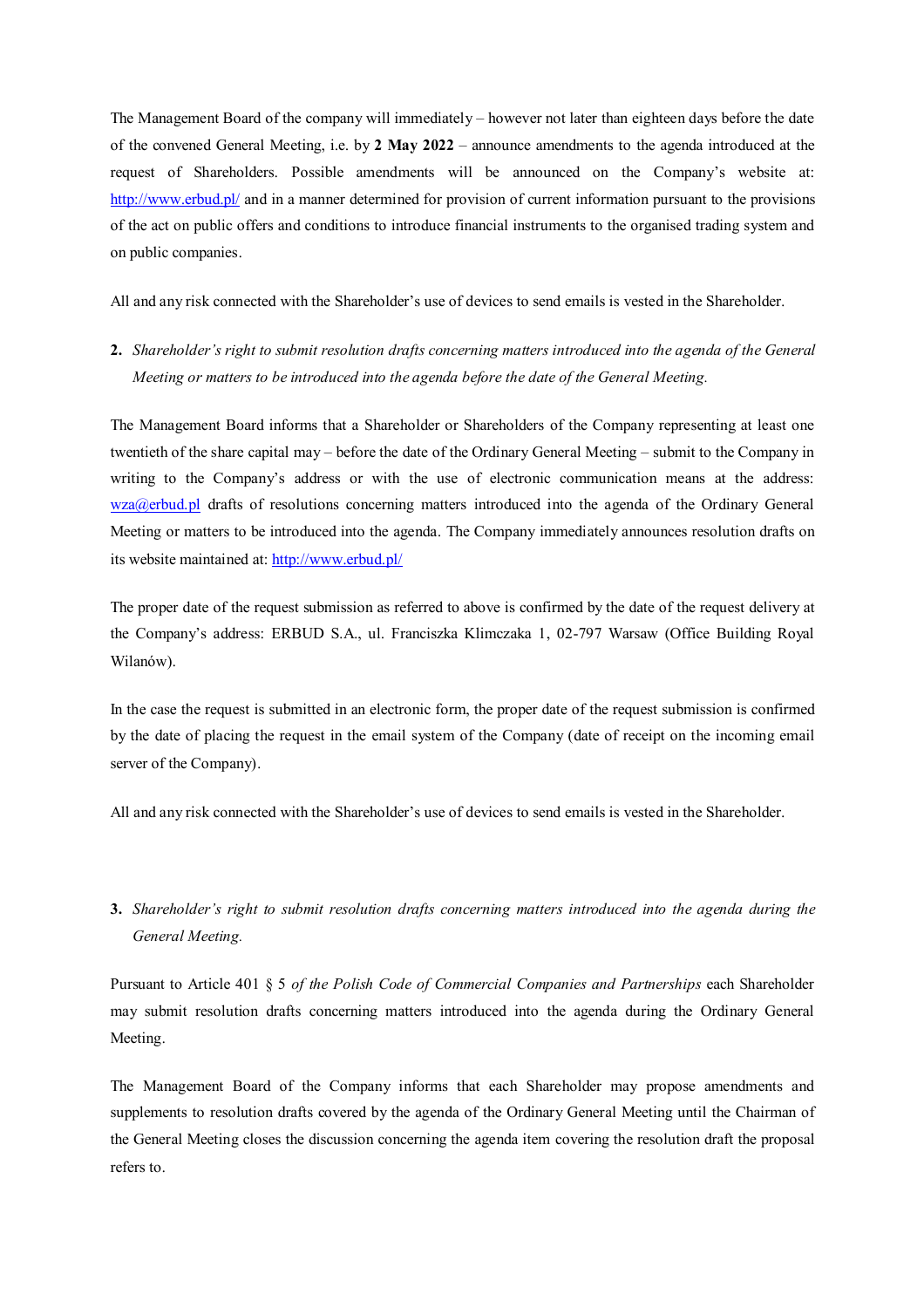The Management Board of the company will immediately – however not later than eighteen days before the date of the convened General Meeting, i.e. by **2 May 2022** – announce amendments to the agenda introduced at the request of Shareholders. Possible amendments will be announced on the Company's website at: http://www.erbud.pl/ and in a manner determined for provision of current information pursuant to the provisions of the act on public offers and conditions to introduce financial instruments to the organised trading system and on public companies.

All and any risk connected with the Shareholder's use of devices to send emails is vested in the Shareholder.

**2.** *Shareholder's right to submit resolution drafts concerning matters introduced into the agenda of the General Meeting or matters to be introduced into the agenda before the date of the General Meeting.*

The Management Board informs that a Shareholder or Shareholders of the Company representing at least one twentieth of the share capital may – before the date of the Ordinary General Meeting – submit to the Company in writing to the Company's address or with the use of electronic communication means at the address: wza@erbud.pl drafts of resolutions concerning matters introduced into the agenda of the Ordinary General Meeting or matters to be introduced into the agenda. The Company immediately announces resolution drafts on its website maintained at: http://www.erbud.pl/

The proper date of the request submission as referred to above is confirmed by the date of the request delivery at the Company's address: ERBUD S.A., ul. Franciszka Klimczaka 1, 02-797 Warsaw (Office Building Royal Wilanów).

In the case the request is submitted in an electronic form, the proper date of the request submission is confirmed by the date of placing the request in the email system of the Company (date of receipt on the incoming email server of the Company).

All and any risk connected with the Shareholder's use of devices to send emails is vested in the Shareholder.

**3.** *Shareholder's right to submit resolution drafts concerning matters introduced into the agenda during the General Meeting.*

Pursuant to Article 401 § 5 *of the Polish Code of Commercial Companies and Partnerships* each Shareholder may submit resolution drafts concerning matters introduced into the agenda during the Ordinary General Meeting.

The Management Board of the Company informs that each Shareholder may propose amendments and supplements to resolution drafts covered by the agenda of the Ordinary General Meeting until the Chairman of the General Meeting closes the discussion concerning the agenda item covering the resolution draft the proposal refers to.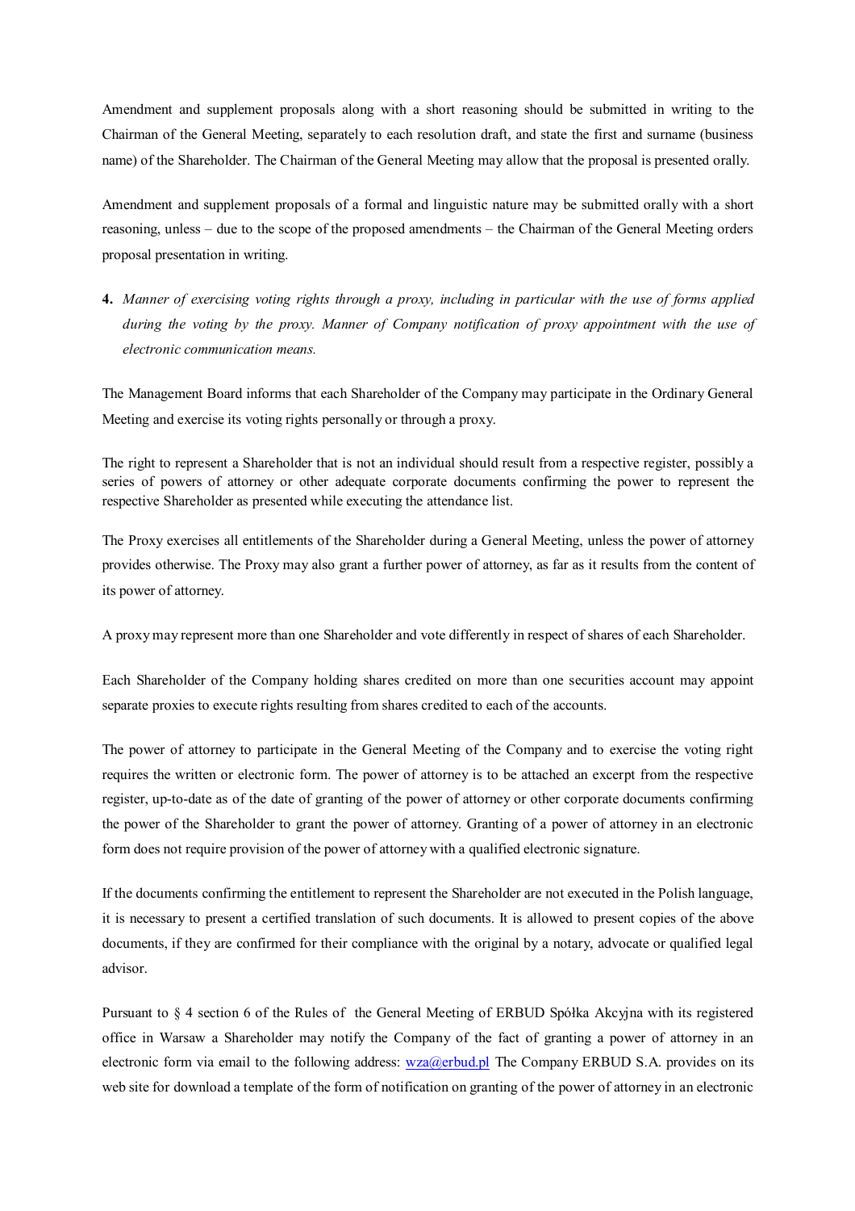Amendment and supplement proposals along with a short reasoning should be submitted in writing to the Chairman of the General Meeting, separately to each resolution draft, and state the first and surname (business name) of the Shareholder. The Chairman of the General Meeting may allow that the proposal is presented orally.

Amendment and supplement proposals of a formal and linguistic nature may be submitted orally with a short reasoning, unless – due to the scope of the proposed amendments – the Chairman of the General Meeting orders proposal presentation in writing.

4. *Manner of exercising voting rights through a proxy, including in particular with the use of forms applied during the voting by the proxy. Manner of Company notification of proxy appointment with the use of electronic communication means.*

The Management Board informs that each Shareholder of the Company may participate in the Ordinary General Meeting and exercise its voting rights personally or through a proxy.

The right to represent a Shareholder that is not an individual should result from a respective register, possibly a series of powers of attorney or other adequate corporate documents confirming the power to represent the respective Shareholder as presented while executing the attendance list.

The Proxy exercises all entitlements of the Shareholder during a General Meeting, unless the power of attorney provides otherwise. The Proxy may also grant a further power of attorney, as far as it results from the content of its power of attorney.

A proxy may represent more than one Shareholder and vote differently in respect of shares of each Shareholder.

Each Shareholder of the Company holding shares credited on more than one securities account may appoint separate proxies to execute rights resulting from shares credited to each of the accounts.

The power of attorney to participate in the General Meeting of the Company and to exercise the voting right requires the written or electronic form. The power of attorney is to be attached an excerpt from the respective register, up-to-date as of the date of granting of the power of attorney or other corporate documents confirming the power of the Shareholder to grant the power of attorney. Granting of a power of attorney in an electronic form does not require provision of the power of attorney with a qualified electronic signature.

If the documents confirming the entitlement to represent the Shareholder are not executed in the Polish language, it is necessary to present a certified translation of such documents. It is allowed to present copies of the above documents, if they are confirmed for their compliance with the original by a notary, advocate or qualified legal advisor.

Pursuant to § 4 section 6 of the Rules of the General Meeting of ERBUD Spółka Akcyjna with its registered office in Warsaw a Shareholder may notify the Company of the fact of granting a power of attorney in an electronic form via email to the following address: wza@erbud.pl The Company ERBUD S.A. provides on its web site for download a template of the form of notification on granting of the power of attorney in an electronic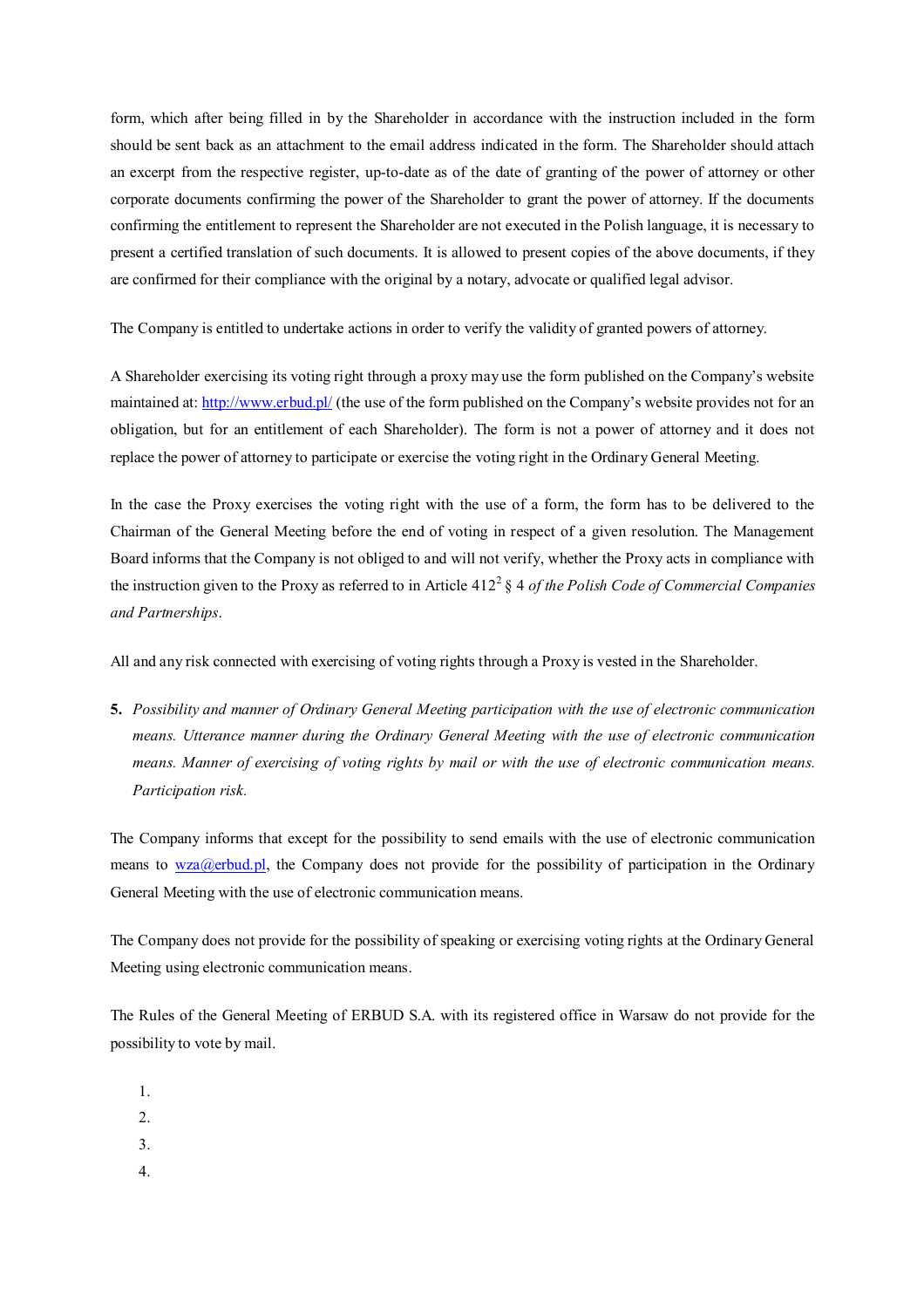form, which after being filled in by the Shareholder in accordance with the instruction included in the form should be sent back as an attachment to the email address indicated in the form. The Shareholder should attach an excerpt from the respective register, up-to-date as of the date of granting of the power of attorney or other corporate documents confirming the power of the Shareholder to grant the power of attorney. If the documents confirming the entitlement to represent the Shareholder are not executed in the Polish language, it is necessary to present a certified translation of such documents. It is allowed to present copies of the above documents, if they are confirmed for their compliance with the original by a notary, advocate or qualified legal advisor.

The Company is entitled to undertake actions in order to verify the validity of granted powers of attorney.

A Shareholder exercising its voting right through a proxy may use the form published on the Company's website maintained at: http://www.erbud.pl/ (the use of the form published on the Company's website provides not for an obligation, but for an entitlement of each Shareholder). The form is not a power of attorney and it does not replace the power of attorney to participate or exercise the voting right in the Ordinary General Meeting.

In the case the Proxy exercises the voting right with the use of a form, the form has to be delivered to the Chairman of the General Meeting before the end of voting in respect of a given resolution. The Management Board informs that the Company is not obliged to and will not verify, whether the Proxy acts in compliance with the instruction given to the Proxy as referred to in Article $412^2$ § 4 *of the Polish Code of Commercial Companies and Partnerships*.

All and any risk connected with exercising of voting rights through a Proxy is vested in the Shareholder.

**5.** *Possibility and manner of Ordinary General Meeting participation with the use of electronic communication means. Utterance manner during the Ordinary General Meeting with the use of electronic communication means. Manner of exercising of voting rights by mail or with the use of electronic communication means. Participation risk.*

The Company informs that except for the possibility to send emails with the use of electronic communication means to wza@erbud.pl, the Company does not provide for the possibility of participation in the Ordinary General Meeting with the use of electronic communication means.

The Company does not provide for the possibility of speaking or exercising voting rights at the Ordinary General Meeting using electronic communication means.

The Rules of the General Meeting of ERBUD S.A. with its registered office in Warsaw do not provide for the possibility to vote by mail.

1. 
2. 
3. 
4.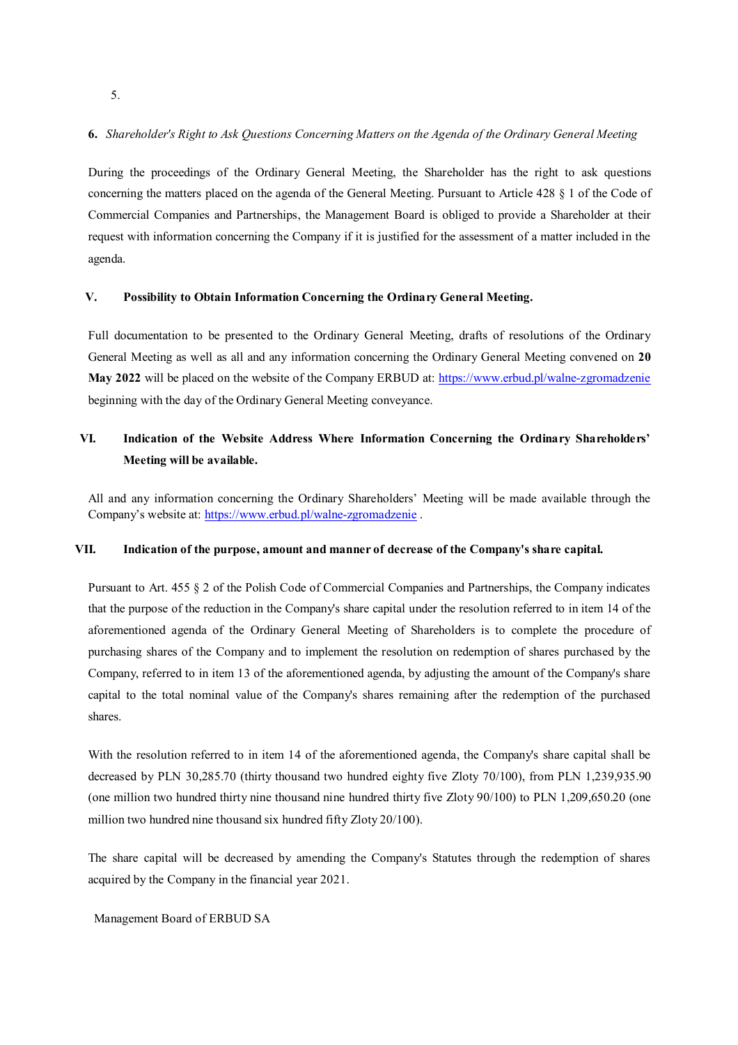5.

**6.** *Shareholder's Right to Ask Questions Concerning Matters on the Agenda of the Ordinary General Meeting*

During the proceedings of the Ordinary General Meeting, the Shareholder has the right to ask questions concerning the matters placed on the agenda of the General Meeting. Pursuant to Article 428 § 1 of the Code of Commercial Companies and Partnerships, the Management Board is obliged to provide a Shareholder at their request with information concerning the Company if it is justified for the assessment of a matter included in the agenda.

## V. Possibility to Obtain Information Concerning the Ordinary General Meeting.

Full documentation to be presented to the Ordinary General Meeting, drafts of resolutions of the Ordinary General Meeting as well as all and any information concerning the Ordinary General Meeting convened on **20 May 2022** will be placed on the website of the Company ERBUD at: https://www.erbud.pl/walne-zgromadzenie beginning with the day of the Ordinary General Meeting conveyance.

## VI. Indication of the Website Address Where Information Concerning the Ordinary Shareholders' Meeting will be available.

All and any information concerning the Ordinary Shareholders' Meeting will be made available through the Company's website at: https://www.erbud.pl/walne-zgromadzenie .

## VII. Indication of the purpose, amount and manner of decrease of the Company's share capital.

Pursuant to Art. 455 § 2 of the Polish Code of Commercial Companies and Partnerships, the Company indicates that the purpose of the reduction in the Company's share capital under the resolution referred to in item 14 of the aforementioned agenda of the Ordinary General Meeting of Shareholders is to complete the procedure of purchasing shares of the Company and to implement the resolution on redemption of shares purchased by the Company, referred to in item 13 of the aforementioned agenda, by adjusting the amount of the Company's share capital to the total nominal value of the Company's shares remaining after the redemption of the purchased shares.

With the resolution referred to in item 14 of the aforementioned agenda, the Company's share capital shall be decreased by PLN 30,285.70 (thirty thousand two hundred eighty five Zloty 70/100), from PLN 1,239,935.90 (one million two hundred thirty nine thousand nine hundred thirty five Zloty 90/100) to PLN 1,209,650.20 (one million two hundred nine thousand six hundred fifty Zloty 20/100).

The share capital will be decreased by amending the Company's Statutes through the redemption of shares acquired by the Company in the financial year 2021.

Management Board of ERBUD SA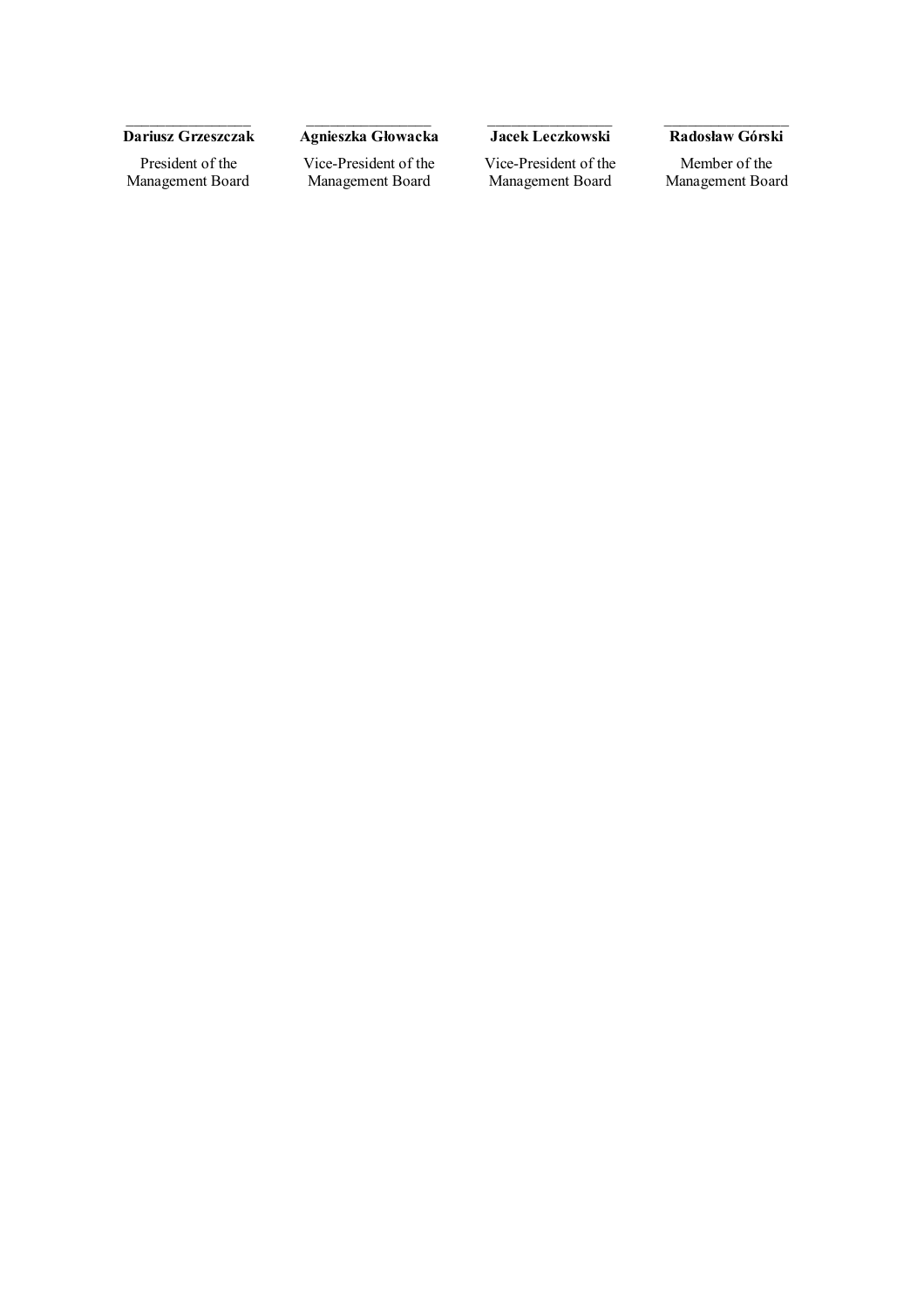| ________________ | ________________ | ________________ | ________________ |
| --- | --- | --- | --- |
| **Dariusz Grzeszczak** | **Agnieszka Głowacka** | **Jacek Leczkowski** | **Radosław Górski** |
| President of the Management Board | Vice-President of the Management Board | Vice-President of the Management Board | Member of the Management Board |